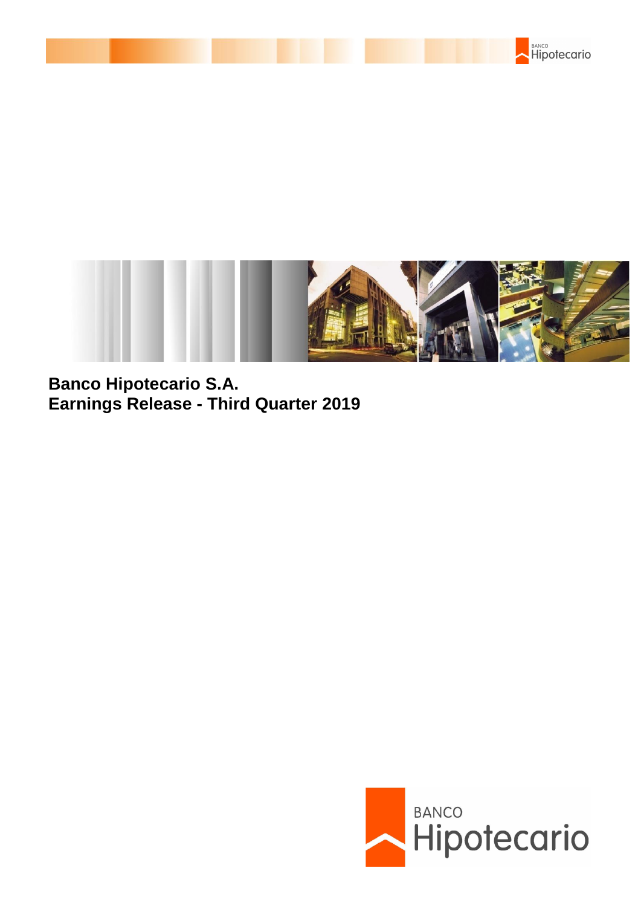**Banco Hipotecario S.A.**
**Earnings Release - Third Quarter 2019**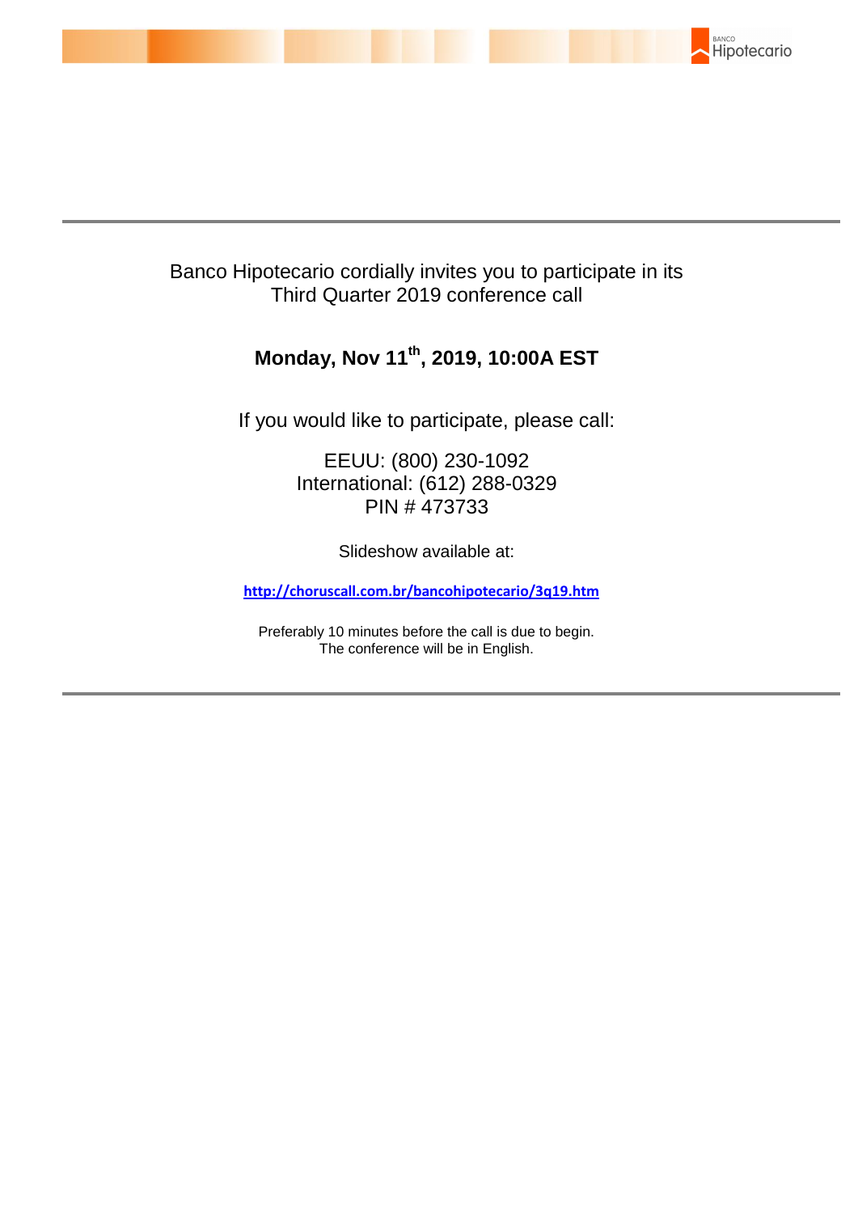Banco Hipotecario cordially invites you to participate in its Third Quarter 2019 conference call

**Monday, Nov 11th, 2019, 10:00A EST**

If you would like to participate, please call:

EEUU: (800) 230-1092
International: (612) 288-0329
PIN # 473733

Slideshow available at:

**http://choruscall.com.br/bancohipotecario/3q19.htm**

Preferably 10 minutes before the call is due to begin.
The conference will be in English.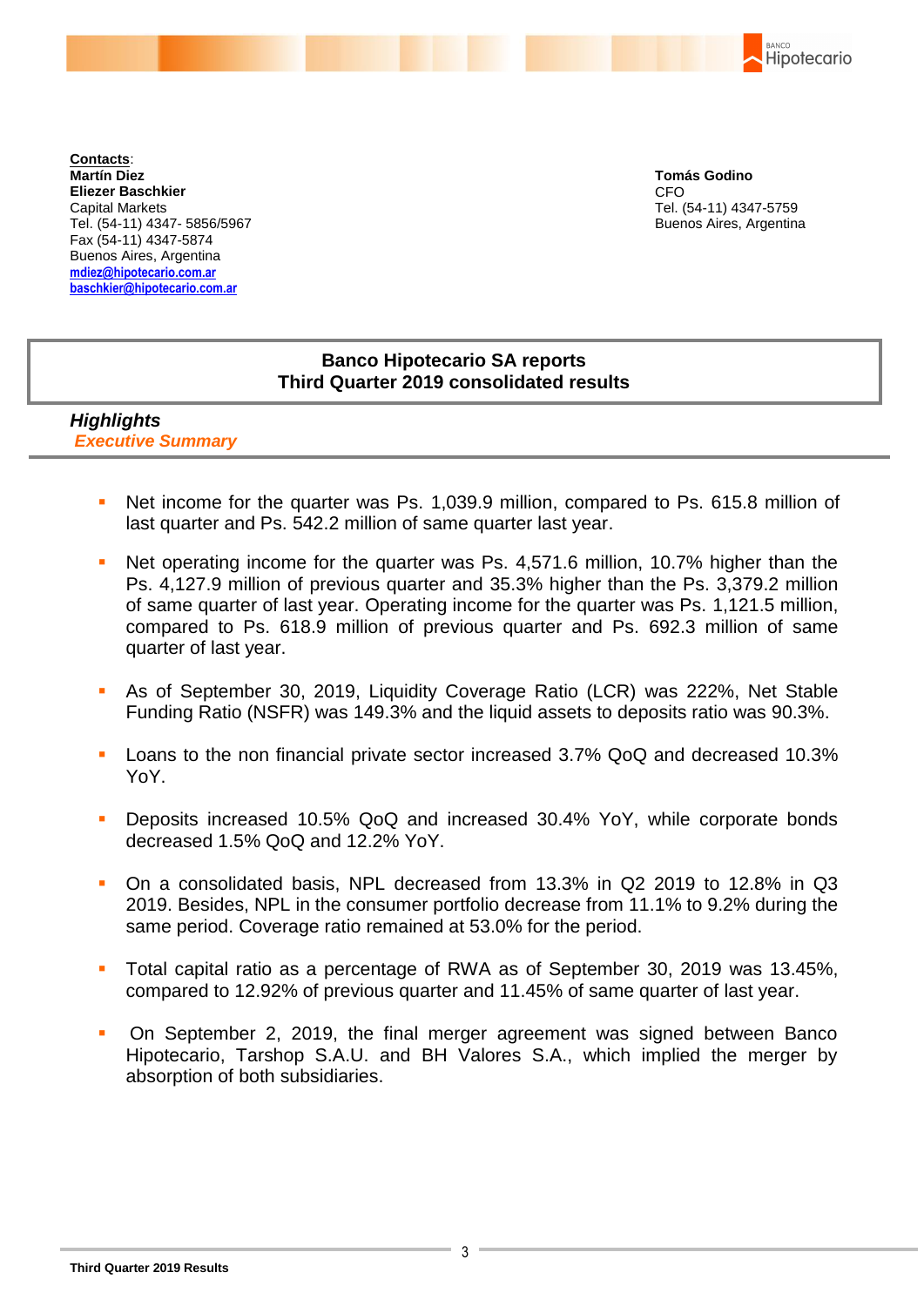**Contacts**:
**Martín Diez**
**Eliezer Baschkier**
Capital Markets
Tel. (54-11) 4347- 5856/5967
Fax (54-11) 4347-5874
Buenos Aires, Argentina
mdiez@hipotecario.com.ar
baschkier@hipotecario.com.ar

**Tomás Godino**
CFO
Tel. (54-11) 4347-5759
Buenos Aires, Argentina

# Banco Hipotecario SA reports Third Quarter 2019 consolidated results

## *Highlights*

### *Executive Summary*

- Net income for the quarter was Ps. 1,039.9 million, compared to Ps. 615.8 million of last quarter and Ps. 542.2 million of same quarter last year.
- Net operating income for the quarter was Ps. 4,571.6 million, 10.7% higher than the Ps. 4,127.9 million of previous quarter and 35.3% higher than the Ps. 3,379.2 million of same quarter of last year. Operating income for the quarter was Ps. 1,121.5 million, compared to Ps. 618.9 million of previous quarter and Ps. 692.3 million of same quarter of last year.
- As of September 30, 2019, Liquidity Coverage Ratio (LCR) was 222%, Net Stable Funding Ratio (NSFR) was 149.3% and the liquid assets to deposits ratio was 90.3%.
- Loans to the non financial private sector increased 3.7% QoQ and decreased 10.3% YoY.
- Deposits increased 10.5% QoQ and increased 30.4% YoY, while corporate bonds decreased 1.5% QoQ and 12.2% YoY.
- On a consolidated basis, NPL decreased from 13.3% in Q2 2019 to 12.8% in Q3 2019. Besides, NPL in the consumer portfolio decrease from 11.1% to 9.2% during the same period. Coverage ratio remained at 53.0% for the period.
- Total capital ratio as a percentage of RWA as of September 30, 2019 was 13.45%, compared to 12.92% of previous quarter and 11.45% of same quarter of last year.
- On September 2, 2019, the final merger agreement was signed between Banco Hipotecario, Tarshop S.A.U. and BH Valores S.A., which implied the merger by absorption of both subsidiaries.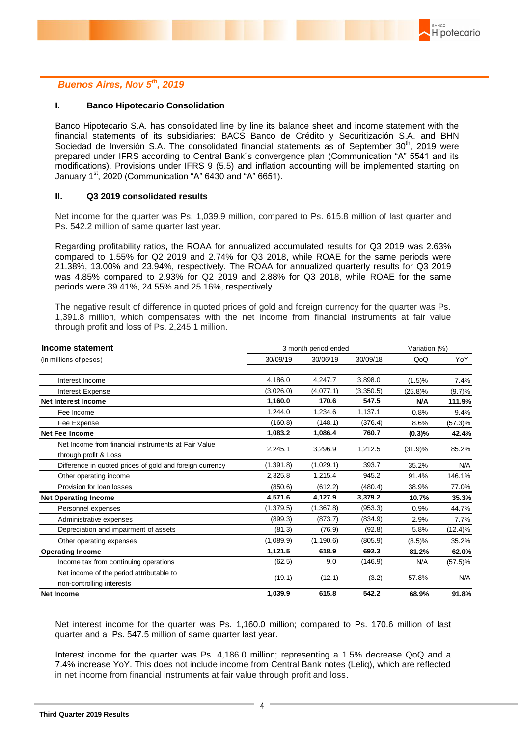*Buenos Aires, Nov 5th, 2019*

## I. Banco Hipotecario Consolidation

Banco Hipotecario S.A. has consolidated line by line its balance sheet and income statement with the financial statements of its subsidiaries: BACS Banco de Crédito y Securitización S.A. and BHN Sociedad de Inversión S.A. The consolidated financial statements as of September 30th, 2019 were prepared under IFRS according to Central Bank´s convergence plan (Communication "A" 5541 and its modifications). Provisions under IFRS 9 (5.5) and inflation accounting will be implemented starting on January 1st, 2020 (Communication "A" 6430 and "A" 6651).

## II. Q3 2019 consolidated results

Net income for the quarter was Ps. 1,039.9 million, compared to Ps. 615.8 million of last quarter and Ps. 542.2 million of same quarter last year.

Regarding profitability ratios, the ROAA for annualized accumulated results for Q3 2019 was 2.63% compared to 1.55% for Q2 2019 and 2.74% for Q3 2018, while ROAE for the same periods were 21.38%, 13.00% and 23.94%, respectively. The ROAA for annualized quarterly results for Q3 2019 was 4.85% compared to 2.93% for Q2 2019 and 2.88% for Q3 2018, while ROAE for the same periods were 39.41%, 24.55% and 25.16%, respectively.

The negative result of difference in quoted prices of gold and foreign currency for the quarter was Ps. 1,391.8 million, which compensates with the net income from financial instruments at fair value through profit and loss of Ps. 2,245.1 million.

| **Income statement** | 3 month period ended | | | Variation (%) | |
|---|---|---|---|---|---|
| (in millions of pesos) | 30/09/19 | 30/06/19 | 30/09/18 | QoQ | YoY |
| Interest Income | 4,186.0 | 4,247.7 | 3,898.0 | (1.5)% | 7.4% |
| Interest Expense | (3,026.0) | (4,077.1) | (3,350.5) | (25.8)% | (9.7)% |
| **Net Interest Income** | **1,160.0** | **170.6** | **547.5** | **N/A** | **111.9%** |
| Fee Income | 1,244.0 | 1,234.6 | 1,137.1 | 0.8% | 9.4% |
| Fee Expense | (160.8) | (148.1) | (376.4) | 8.6% | (57.3)% |
| **Net Fee Income** | **1,083.2** | **1,086.4** | **760.7** | **(0.3)%** | **42.4%** |
| Net Income from financial instruments at Fair Value through profit & Loss | 2,245.1 | 3,296.9 | 1,212.5 | (31.9)% | 85.2% |
| Difference in quoted prices of gold and foreign currency | (1,391.8) | (1,029.1) | 393.7 | 35.2% | N/A |
| Other operating income | 2,325.8 | 1,215.4 | 945.2 | 91.4% | 146.1% |
| Provision for loan losses | (850.6) | (612.2) | (480.4) | 38.9% | 77.0% |
| **Net Operating Income** | **4,571.6** | **4,127.9** | **3,379.2** | **10.7%** | **35.3%** |
| Personnel expenses | (1,379.5) | (1,367.8) | (953.3) | 0.9% | 44.7% |
| Administrative expenses | (899.3) | (873.7) | (834.9) | 2.9% | 7.7% |
| Depreciation and impairment of assets | (81.3) | (76.9) | (92.8) | 5.8% | (12.4)% |
| Other operating expenses | (1,089.9) | (1,190.6) | (805.9) | (8.5)% | 35.2% |
| **Operating Income** | **1,121.5** | **618.9** | **692.3** | **81.2%** | **62.0%** |
| Income tax from continuing operations | (62.5) | 9.0 | (146.9) | N/A | (57.5)% |
| Net income of the period attributable to non-controlling interests | (19.1) | (12.1) | (3.2) | 57.8% | N/A |
| **Net Income** | **1,039.9** | **615.8** | **542.2** | **68.9%** | **91.8%** |

Net interest income for the quarter was Ps. 1,160.0 million; compared to Ps. 170.6 million of last quarter and a Ps. 547.5 million of same quarter last year.

Interest income for the quarter was Ps. 4,186.0 million; representing a 1.5% decrease QoQ and a 7.4% increase YoY. This does not include income from Central Bank notes (Leliq), which are reflected in net income from financial instruments at fair value through profit and loss.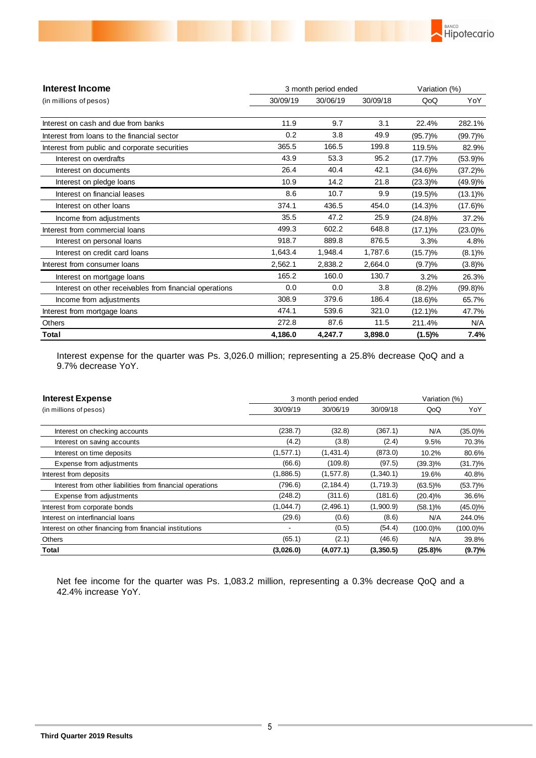| **Interest Income** | 3 month period ended | | | Variation (%) | |
|---|---|---|---|---|---|
| (in millions of pesos) | 30/09/19 | 30/06/19 | 30/09/18 | QoQ | YoY |
| Interest on cash and due from banks | 11.9 | 9.7 | 3.1 | 22.4% | 282.1% |
| Interest from loans to the financial sector | 0.2 | 3.8 | 49.9 | (95.7)% | (99.7)% |
| Interest from public and corporate securities | 365.5 | 166.5 | 199.8 | 119.5% | 82.9% |
| Interest on overdrafts | 43.9 | 53.3 | 95.2 | (17.7)% | (53.9)% |
| Interest on documents | 26.4 | 40.4 | 42.1 | (34.6)% | (37.2)% |
| Interest on pledge loans | 10.9 | 14.2 | 21.8 | (23.3)% | (49.9)% |
| Interest on financial leases | 8.6 | 10.7 | 9.9 | (19.5)% | (13.1)% |
| Interest on other loans | 374.1 | 436.5 | 454.0 | (14.3)% | (17.6)% |
| Income from adjustments | 35.5 | 47.2 | 25.9 | (24.8)% | 37.2% |
| Interest from commercial loans | 499.3 | 602.2 | 648.8 | (17.1)% | (23.0)% |
| Interest on personal loans | 918.7 | 889.8 | 876.5 | 3.3% | 4.8% |
| Interest on credit card loans | 1,643.4 | 1,948.4 | 1,787.6 | (15.7)% | (8.1)% |
| Interest from consumer loans | 2,562.1 | 2,838.2 | 2,664.0 | (9.7)% | (3.8)% |
| Interest on mortgage loans | 165.2 | 160.0 | 130.7 | 3.2% | 26.3% |
| Interest on other receivables from financial operations | 0.0 | 0.0 | 3.8 | (8.2)% | (99.8)% |
| Income from adjustments | 308.9 | 379.6 | 186.4 | (18.6)% | 65.7% |
| Interest from mortgage loans | 474.1 | 539.6 | 321.0 | (12.1)% | 47.7% |
| Others | 272.8 | 87.6 | 11.5 | 211.4% | N/A |
| **Total** | **4,186.0** | **4,247.7** | **3,898.0** | **(1.5)%** | **7.4%** |

Interest expense for the quarter was Ps. 3,026.0 million; representing a 25.8% decrease QoQ and a 9.7% decrease YoY.

| **Interest Expense** | 3 month period ended | | | Variation (%) | |
|---|---|---|---|---|---|
| (in millions of pesos) | 30/09/19 | 30/06/19 | 30/09/18 | QoQ | YoY |
| Interest on checking accounts | (238.7) | (32.8) | (367.1) | N/A | (35.0)% |
| Interest on saving accounts | (4.2) | (3.8) | (2.4) | 9.5% | 70.3% |
| Interest on time deposits | (1,577.1) | (1,431.4) | (873.0) | 10.2% | 80.6% |
| Expense from adjustments | (66.6) | (109.8) | (97.5) | (39.3)% | (31.7)% |
| Interest from deposits | (1,886.5) | (1,577.8) | (1,340.1) | 19.6% | 40.8% |
| Interest from other liabilities from financial operations | (796.6) | (2,184.4) | (1,719.3) | (63.5)% | (53.7)% |
| Expense from adjustments | (248.2) | (311.6) | (181.6) | (20.4)% | 36.6% |
| Interest from corporate bonds | (1,044.7) | (2,496.1) | (1,900.9) | (58.1)% | (45.0)% |
| Interest on interfinancial loans | (29.6) | (0.6) | (8.6) | N/A | 244.0% |
| Interest on other financing from financial institutions | - | (0.5) | (54.4) | (100.0)% | (100.0)% |
| Others | (65.1) | (2.1) | (46.6) | N/A | 39.8% |
| **Total** | **(3,026.0)** | **(4,077.1)** | **(3,350.5)** | **(25.8)%** | **(9.7)%** |

Net fee income for the quarter was Ps. 1,083.2 million, representing a 0.3% decrease QoQ and a 42.4% increase YoY.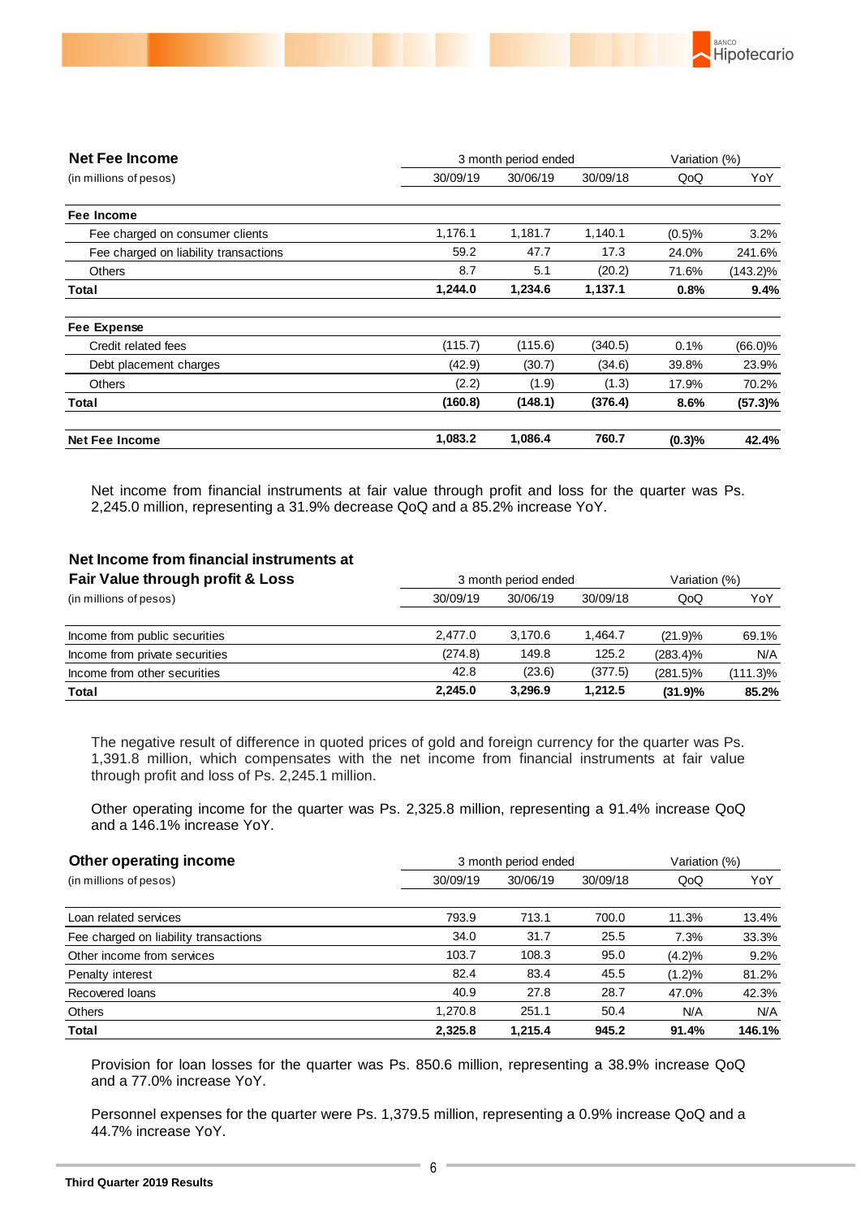| **Net Fee Income** | 3 month period ended | | | Variation (%) | |
|---|---|---|---|---|---|
| (in millions of pesos) | 30/09/19 | 30/06/19 | 30/09/18 | QoQ | YoY |
| **Fee Income** | | | | | |
| Fee charged on consumer clients | 1,176.1 | 1,181.7 | 1,140.1 | (0.5)% | 3.2% |
| Fee charged on liability transactions | 59.2 | 47.7 | 17.3 | 24.0% | 241.6% |
| Others | 8.7 | 5.1 | (20.2) | 71.6% | (143.2)% |
| **Total** | **1,244.0** | **1,234.6** | **1,137.1** | **0.8%** | **9.4%** |
| **Fee Expense** | | | | | |
| Credit related fees | (115.7) | (115.6) | (340.5) | 0.1% | (66.0)% |
| Debt placement charges | (42.9) | (30.7) | (34.6) | 39.8% | 23.9% |
| Others | (2.2) | (1.9) | (1.3) | 17.9% | 70.2% |
| **Total** | **(160.8)** | **(148.1)** | **(376.4)** | **8.6%** | **(57.3)%** |
| **Net Fee Income** | **1,083.2** | **1,086.4** | **760.7** | **(0.3)%** | **42.4%** |

Net income from financial instruments at fair value through profit and loss for the quarter was Ps. 2,245.0 million, representing a 31.9% decrease QoQ and a 85.2% increase YoY.

| **Net Income from financial instruments at Fair Value through profit & Loss** | 3 month period ended | | | Variation (%) | |
|---|---|---|---|---|---|
| (in millions of pesos) | 30/09/19 | 30/06/19 | 30/09/18 | QoQ | YoY |
| Income from public securities | 2,477.0 | 3,170.6 | 1,464.7 | (21.9)% | 69.1% |
| Income from private securities | (274.8) | 149.8 | 125.2 | (283.4)% | N/A |
| Income from other securities | 42.8 | (23.6) | (377.5) | (281.5)% | (111.3)% |
| **Total** | **2,245.0** | **3,296.9** | **1,212.5** | **(31.9)%** | **85.2%** |

The negative result of difference in quoted prices of gold and foreign currency for the quarter was Ps. 1,391.8 million, which compensates with the net income from financial instruments at fair value through profit and loss of Ps. 2,245.1 million.

Other operating income for the quarter was Ps. 2,325.8 million, representing a 91.4% increase QoQ and a 146.1% increase YoY.

| **Other operating income** | 3 month period ended | | | Variation (%) | |
|---|---|---|---|---|---|
| (in millions of pesos) | 30/09/19 | 30/06/19 | 30/09/18 | QoQ | YoY |
| Loan related services | 793.9 | 713.1 | 700.0 | 11.3% | 13.4% |
| Fee charged on liability transactions | 34.0 | 31.7 | 25.5 | 7.3% | 33.3% |
| Other income from services | 103.7 | 108.3 | 95.0 | (4.2)% | 9.2% |
| Penalty interest | 82.4 | 83.4 | 45.5 | (1.2)% | 81.2% |
| Recovered loans | 40.9 | 27.8 | 28.7 | 47.0% | 42.3% |
| Others | 1,270.8 | 251.1 | 50.4 | N/A | N/A |
| **Total** | **2,325.8** | **1,215.4** | **945.2** | **91.4%** | **146.1%** |

Provision for loan losses for the quarter was Ps. 850.6 million, representing a 38.9% increase QoQ and a 77.0% increase YoY.

Personnel expenses for the quarter were Ps. 1,379.5 million, representing a 0.9% increase QoQ and a 44.7% increase YoY.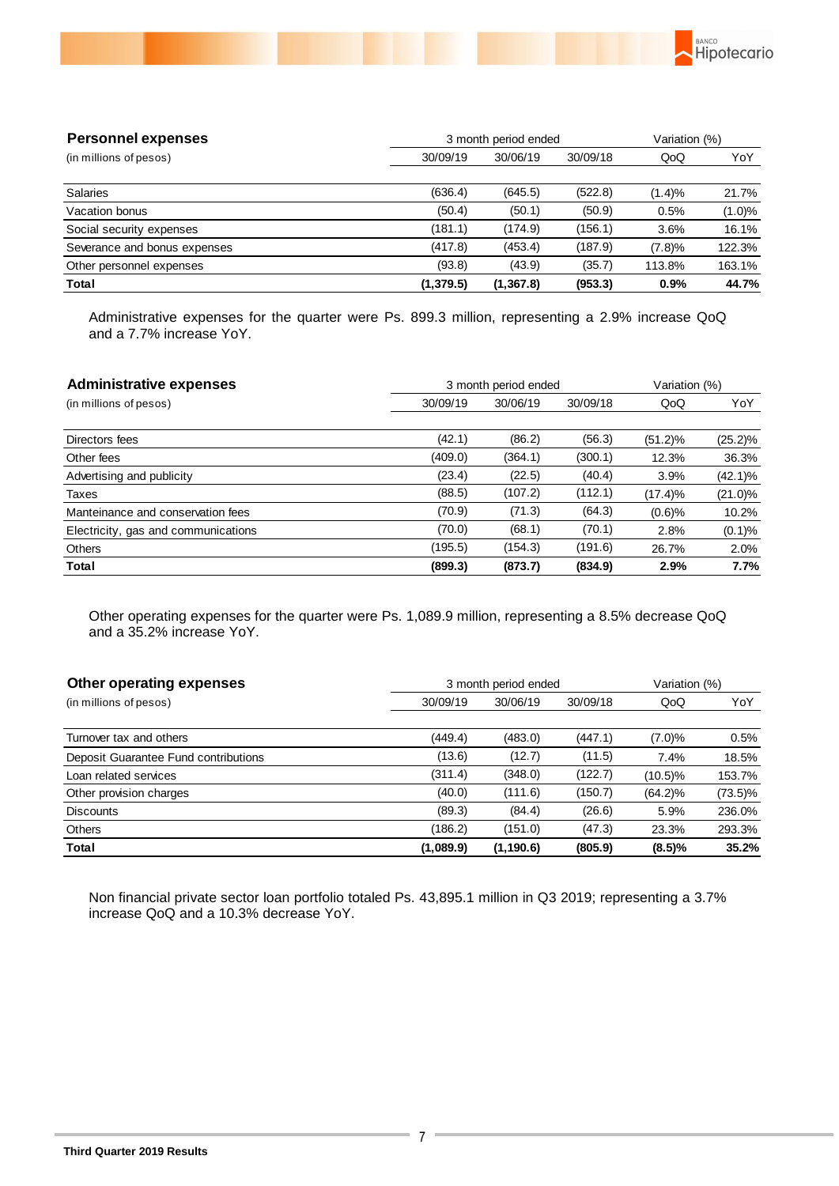| **Personnel expenses** | 3 month period ended | | | Variation (%) | |
|---|---|---|---|---|---|
| (in millions of pesos) | 30/09/19 | 30/06/19 | 30/09/18 | QoQ | YoY |
| Salaries | (636.4) | (645.5) | (522.8) | (1.4)% | 21.7% |
| Vacation bonus | (50.4) | (50.1) | (50.9) | 0.5% | (1.0)% |
| Social security expenses | (181.1) | (174.9) | (156.1) | 3.6% | 16.1% |
| Severance and bonus expenses | (417.8) | (453.4) | (187.9) | (7.8)% | 122.3% |
| Other personnel expenses | (93.8) | (43.9) | (35.7) | 113.8% | 163.1% |
| **Total** | **(1,379.5)** | **(1,367.8)** | **(953.3)** | **0.9%** | **44.7%** |

Administrative expenses for the quarter were Ps. 899.3 million, representing a 2.9% increase QoQ and a 7.7% increase YoY.

| **Administrative expenses** | 3 month period ended | | | Variation (%) | |
|---|---|---|---|---|---|
| (in millions of pesos) | 30/09/19 | 30/06/19 | 30/09/18 | QoQ | YoY |
| Directors fees | (42.1) | (86.2) | (56.3) | (51.2)% | (25.2)% |
| Other fees | (409.0) | (364.1) | (300.1) | 12.3% | 36.3% |
| Advertising and publicity | (23.4) | (22.5) | (40.4) | 3.9% | (42.1)% |
| Taxes | (88.5) | (107.2) | (112.1) | (17.4)% | (21.0)% |
| Manteinance and conservation fees | (70.9) | (71.3) | (64.3) | (0.6)% | 10.2% |
| Electricity, gas and communications | (70.0) | (68.1) | (70.1) | 2.8% | (0.1)% |
| Others | (195.5) | (154.3) | (191.6) | 26.7% | 2.0% |
| **Total** | **(899.3)** | **(873.7)** | **(834.9)** | **2.9%** | **7.7%** |

Other operating expenses for the quarter were Ps. 1,089.9 million, representing a 8.5% decrease QoQ and a 35.2% increase YoY.

| **Other operating expenses** | 3 month period ended | | | Variation (%) | |
|---|---|---|---|---|---|
| (in millions of pesos) | 30/09/19 | 30/06/19 | 30/09/18 | QoQ | YoY |
| Turnover tax and others | (449.4) | (483.0) | (447.1) | (7.0)% | 0.5% |
| Deposit Guarantee Fund contributions | (13.6) | (12.7) | (11.5) | 7.4% | 18.5% |
| Loan related services | (311.4) | (348.0) | (122.7) | (10.5)% | 153.7% |
| Other provision charges | (40.0) | (111.6) | (150.7) | (64.2)% | (73.5)% |
| Discounts | (89.3) | (84.4) | (26.6) | 5.9% | 236.0% |
| Others | (186.2) | (151.0) | (47.3) | 23.3% | 293.3% |
| **Total** | **(1,089.9)** | **(1,190.6)** | **(805.9)** | **(8.5)%** | **35.2%** |

Non financial private sector loan portfolio totaled Ps. 43,895.1 million in Q3 2019; representing a 3.7% increase QoQ and a 10.3% decrease YoY.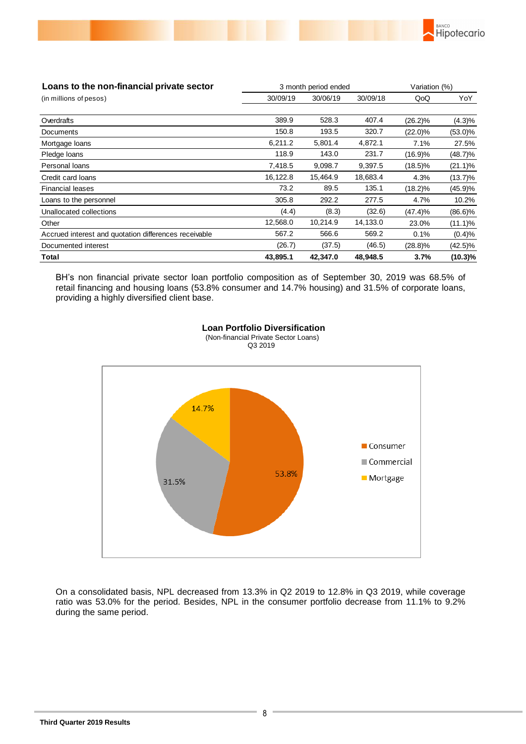| Loans to the non-financial private sector | 3 month period ended | | | Variation (%) | |
|---|---|---|---|---|---|
| (in millions of pesos) | 30/09/19 | 30/06/19 | 30/09/18 | QoQ | YoY |
| Overdrafts | 389.9 | 528.3 | 407.4 | (26.2)% | (4.3)% |
| Documents | 150.8 | 193.5 | 320.7 | (22.0)% | (53.0)% |
| Mortgage loans | 6,211.2 | 5,801.4 | 4,872.1 | 7.1% | 27.5% |
| Pledge loans | 118.9 | 143.0 | 231.7 | (16.9)% | (48.7)% |
| Personal loans | 7,418.5 | 9,098.7 | 9,397.5 | (18.5)% | (21.1)% |
| Credit card loans | 16,122.8 | 15,464.9 | 18,683.4 | 4.3% | (13.7)% |
| Financial leases | 73.2 | 89.5 | 135.1 | (18.2)% | (45.9)% |
| Loans to the personnel | 305.8 | 292.2 | 277.5 | 4.7% | 10.2% |
| Unallocated collections | (4.4) | (8.3) | (32.6) | (47.4)% | (86.6)% |
| Other | 12,568.0 | 10,214.9 | 14,133.0 | 23.0% | (11.1)% |
| Accrued interest and quotation differences receivable | 567.2 | 566.6 | 569.2 | 0.1% | (0.4)% |
| Documented interest | (26.7) | (37.5) | (46.5) | (28.8)% | (42.5)% |
| **Total** | **43,895.1** | **42,347.0** | **48,948.5** | **3.7%** | **(10.3)%** |

BH's non financial private sector loan portfolio composition as of September 30, 2019 was 68.5% of retail financing and housing loans (53.8% consumer and 14.7% housing) and 31.5% of corporate loans, providing a highly diversified client base.

**Loan Portfolio Diversification**
(Non-financial Private Sector Loans)
Q3 2019

| Segment | Share |
|---|---|
| Consumer | 53.8% |
| Commercial | 31.5% |
| Mortgage | 14.7% |

On a consolidated basis, NPL decreased from 13.3% in Q2 2019 to 12.8% in Q3 2019, while coverage ratio was 53.0% for the period. Besides, NPL in the consumer portfolio decrease from 11.1% to 9.2% during the same period.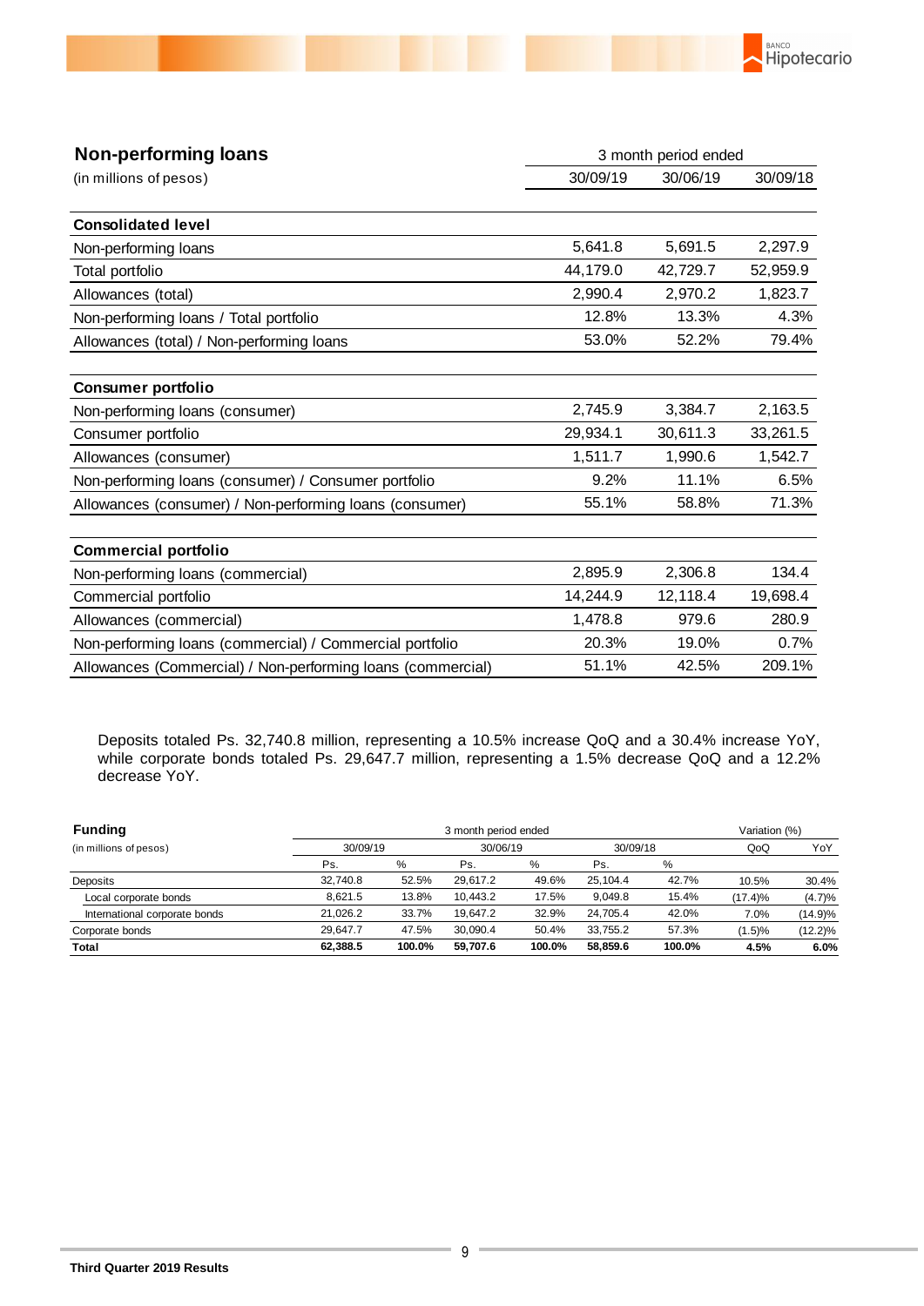## Non-performing loans

| (in millions of pesos) | 3 month period ended | | |
|---|---|---|---|
| | 30/09/19 | 30/06/19 | 30/09/18 |
| **Consolidated level** | | | |
| Non-performing loans | 5,641.8 | 5,691.5 | 2,297.9 |
| Total portfolio | 44,179.0 | 42,729.7 | 52,959.9 |
| Allowances (total) | 2,990.4 | 2,970.2 | 1,823.7 |
| Non-performing loans / Total portfolio | 12.8% | 13.3% | 4.3% |
| Allowances (total) / Non-performing loans | 53.0% | 52.2% | 79.4% |
| **Consumer portfolio** | | | |
| Non-performing loans (consumer) | 2,745.9 | 3,384.7 | 2,163.5 |
| Consumer portfolio | 29,934.1 | 30,611.3 | 33,261.5 |
| Allowances (consumer) | 1,511.7 | 1,990.6 | 1,542.7 |
| Non-performing loans (consumer) / Consumer portfolio | 9.2% | 11.1% | 6.5% |
| Allowances (consumer) / Non-performing loans (consumer) | 55.1% | 58.8% | 71.3% |
| **Commercial portfolio** | | | |
| Non-performing loans (commercial) | 2,895.9 | 2,306.8 | 134.4 |
| Commercial portfolio | 14,244.9 | 12,118.4 | 19,698.4 |
| Allowances (commercial) | 1,478.8 | 979.6 | 280.9 |
| Non-performing loans (commercial) / Commercial portfolio | 20.3% | 19.0% | 0.7% |
| Allowances (Commercial) / Non-performing loans (commercial) | 51.1% | 42.5% | 209.1% |

Deposits totaled Ps. 32,740.8 million, representing a 10.5% increase QoQ and a 30.4% increase YoY, while corporate bonds totaled Ps. 29,647.7 million, representing a 1.5% decrease QoQ and a 12.2% decrease YoY.

| **Funding** | 3 month period ended | | | | | | Variation (%) | |
|---|---|---|---|---|---|---|---|---|
| (in millions of pesos) | 30/09/19 | | 30/06/19 | | 30/09/18 | | QoQ | YoY |
| | Ps. | % | Ps. | % | Ps. | % | | |
| Deposits | 32,740.8 | 52.5% | 29,617.2 | 49.6% | 25,104.4 | 42.7% | 10.5% | 30.4% |
| Local corporate bonds | 8,621.5 | 13.8% | 10,443.2 | 17.5% | 9,049.8 | 15.4% | (17.4)% | (4.7)% |
| International corporate bonds | 21,026.2 | 33.7% | 19,647.2 | 32.9% | 24,705.4 | 42.0% | 7.0% | (14.9)% |
| Corporate bonds | 29,647.7 | 47.5% | 30,090.4 | 50.4% | 33,755.2 | 57.3% | (1.5)% | (12.2)% |
| **Total** | **62,388.5** | **100.0%** | **59,707.6** | **100.0%** | **58,859.6** | **100.0%** | **4.5%** | **6.0%** |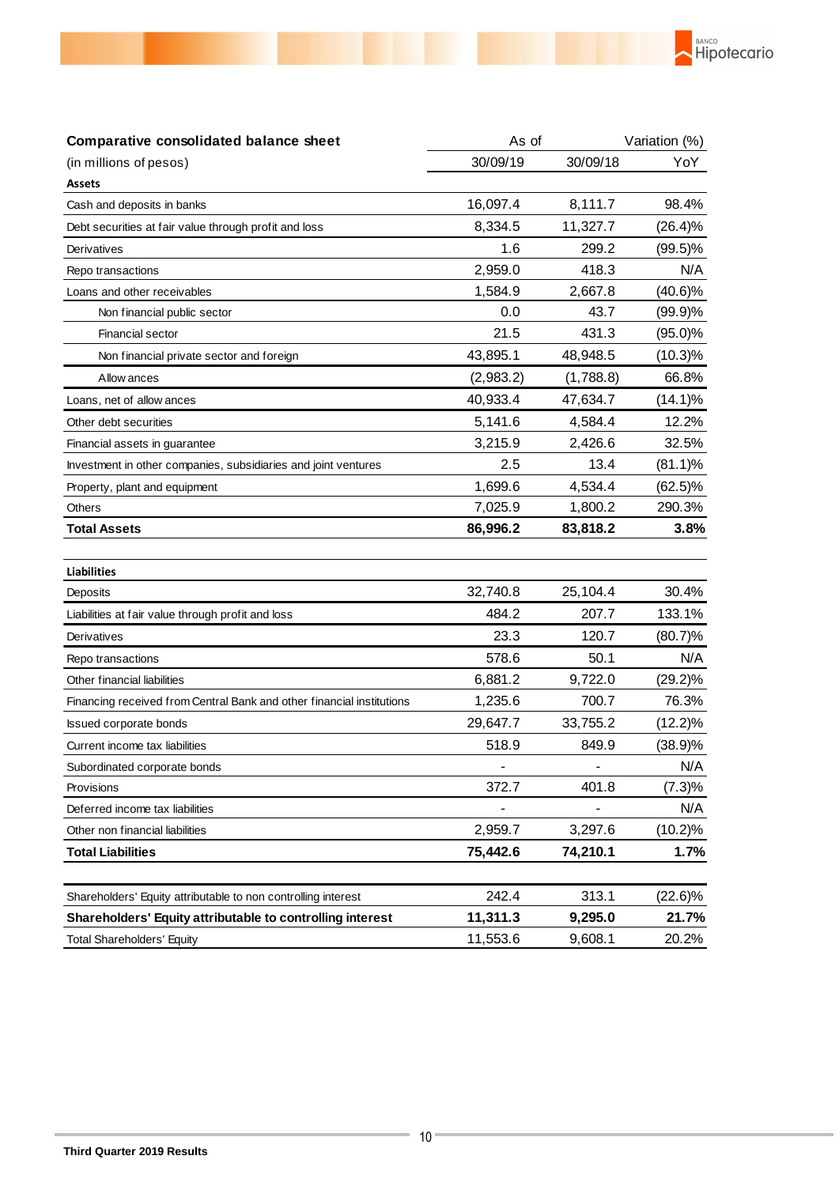| **Comparative consolidated balance sheet** | As of | | Variation (%) |
|---|---|---|---|
| (in millions of pesos) | 30/09/19 | 30/09/18 | YoY |
| **Assets** | | | |
| Cash and deposits in banks | 16,097.4 | 8,111.7 | 98.4% |
| Debt securities at fair value through profit and loss | 8,334.5 | 11,327.7 | (26.4)% |
| Derivatives | 1.6 | 299.2 | (99.5)% |
| Repo transactions | 2,959.0 | 418.3 | N/A |
| Loans and other receivables | 1,584.9 | 2,667.8 | (40.6)% |
| Non financial public sector | 0.0 | 43.7 | (99.9)% |
| Financial sector | 21.5 | 431.3 | (95.0)% |
| Non financial private sector and foreign | 43,895.1 | 48,948.5 | (10.3)% |
| Allowances | (2,983.2) | (1,788.8) | 66.8% |
| Loans, net of allowances | 40,933.4 | 47,634.7 | (14.1)% |
| Other debt securities | 5,141.6 | 4,584.4 | 12.2% |
| Financial assets in guarantee | 3,215.9 | 2,426.6 | 32.5% |
| Investment in other companies, subsidiaries and joint ventures | 2.5 | 13.4 | (81.1)% |
| Property, plant and equipment | 1,699.6 | 4,534.4 | (62.5)% |
| Others | 7,025.9 | 1,800.2 | 290.3% |
| **Total Assets** | **86,996.2** | **83,818.2** | **3.8%** |
| | | | |
| **Liabilities** | | | |
| Deposits | 32,740.8 | 25,104.4 | 30.4% |
| Liabilities at fair value through profit and loss | 484.2 | 207.7 | 133.1% |
| Derivatives | 23.3 | 120.7 | (80.7)% |
| Repo transactions | 578.6 | 50.1 | N/A |
| Other financial liabilities | 6,881.2 | 9,722.0 | (29.2)% |
| Financing received from Central Bank and other financial institutions | 1,235.6 | 700.7 | 76.3% |
| Issued corporate bonds | 29,647.7 | 33,755.2 | (12.2)% |
| Current income tax liabilities | 518.9 | 849.9 | (38.9)% |
| Subordinated corporate bonds | - | - | N/A |
| Provisions | 372.7 | 401.8 | (7.3)% |
| Deferred income tax liabilities | - | - | N/A |
| Other non financial liabilities | 2,959.7 | 3,297.6 | (10.2)% |
| **Total Liabilities** | **75,442.6** | **74,210.1** | **1.7%** |
| | | | |
| Shareholders' Equity attributable to non controlling interest | 242.4 | 313.1 | (22.6)% |
| **Shareholders' Equity attributable to controlling interest** | **11,311.3** | **9,295.0** | **21.7%** |
| Total Shareholders' Equity | 11,553.6 | 9,608.1 | 20.2% |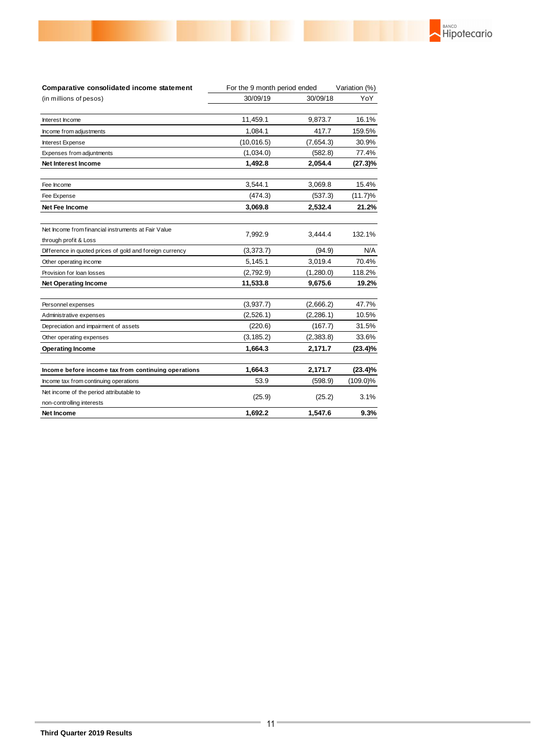| Comparative consolidated income statement | For the 9 month period ended | | Variation (%) |
|---|---|---|---|
| (in millions of pesos) | 30/09/19 | 30/09/18 | YoY |
| Interest Income | 11,459.1 | 9,873.7 | 16.1% |
| Income from adjustments | 1,084.1 | 417.7 | 159.5% |
| Interest Expense | (10,016.5) | (7,654.3) | 30.9% |
| Expenses from adjuntments | (1,034.0) | (582.8) | 77.4% |
| **Net Interest Income** | **1,492.8** | **2,054.4** | **(27.3)%** |
| Fee Income | 3,544.1 | 3,069.8 | 15.4% |
| Fee Expense | (474.3) | (537.3) | (11.7)% |
| **Net Fee Income** | **3,069.8** | **2,532.4** | **21.2%** |
| Net Income from financial instruments at Fair Value through profit & Loss | 7,992.9 | 3,444.4 | 132.1% |
| Difference in quoted prices of gold and foreign currency | (3,373.7) | (94.9) | N/A |
| Other operating income | 5,145.1 | 3,019.4 | 70.4% |
| Provision for loan losses | (2,792.9) | (1,280.0) | 118.2% |
| **Net Operating Income** | **11,533.8** | **9,675.6** | **19.2%** |
| Personnel expenses | (3,937.7) | (2,666.2) | 47.7% |
| Administrative expenses | (2,526.1) | (2,286.1) | 10.5% |
| Depreciation and impairment of assets | (220.6) | (167.7) | 31.5% |
| Other operating expenses | (3,185.2) | (2,383.8) | 33.6% |
| **Operating Income** | **1,664.3** | **2,171.7** | **(23.4)%** |
| **Income before income tax from continuing operations** | **1,664.3** | **2,171.7** | **(23.4)%** |
| Income tax from continuing operations | 53.9 | (598.9) | (109.0)% |
| Net income of the period attributable to non-controlling interests | (25.9) | (25.2) | 3.1% |
| **Net Income** | **1,692.2** | **1,547.6** | **9.3%** |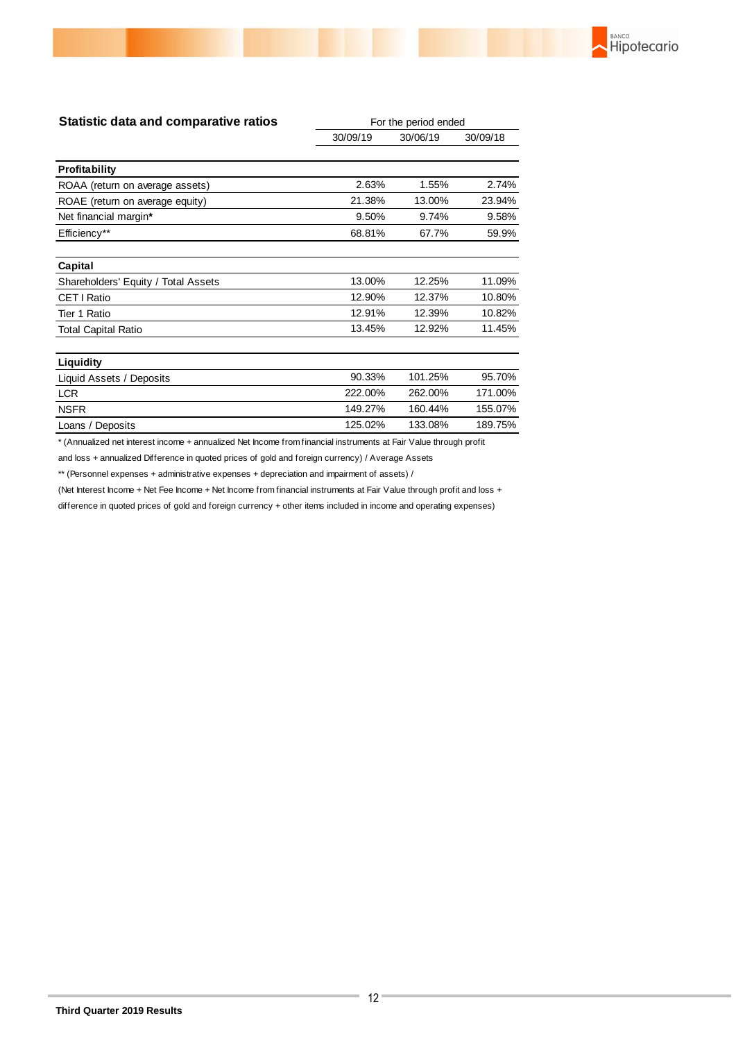## Statistic data and comparative ratios

| | For the period ended | | |
|---|---|---|---|
| | 30/09/19 | 30/06/19 | 30/09/18 |
| **Profitability** | | | |
| ROAA (return on average assets) | 2.63% | 1.55% | 2.74% |
| ROAE (return on average equity) | 21.38% | 13.00% | 23.94% |
| Net financial margin* | 9.50% | 9.74% | 9.58% |
| Efficiency** | 68.81% | 67.7% | 59.9% |
| **Capital** | | | |
| Shareholders' Equity / Total Assets | 13.00% | 12.25% | 11.09% |
| CET I Ratio | 12.90% | 12.37% | 10.80% |
| Tier 1 Ratio | 12.91% | 12.39% | 10.82% |
| Total Capital Ratio | 13.45% | 12.92% | 11.45% |
| **Liquidity** | | | |
| Liquid Assets / Deposits | 90.33% | 101.25% | 95.70% |
| LCR | 222.00% | 262.00% | 171.00% |
| NSFR | 149.27% | 160.44% | 155.07% |
| Loans / Deposits | 125.02% | 133.08% | 189.75% |

* (Annualized net interest income + annualized Net Income from financial instruments at Fair Value through profit and loss + annualized Difference in quoted prices of gold and foreign currency) / Average Assets

** (Personnel expenses + administrative expenses + depreciation and impairment of assets) / (Net Interest Income + Net Fee Income + Net Income from financial instruments at Fair Value through profit and loss + difference in quoted prices of gold and foreign currency + other items included in income and operating expenses)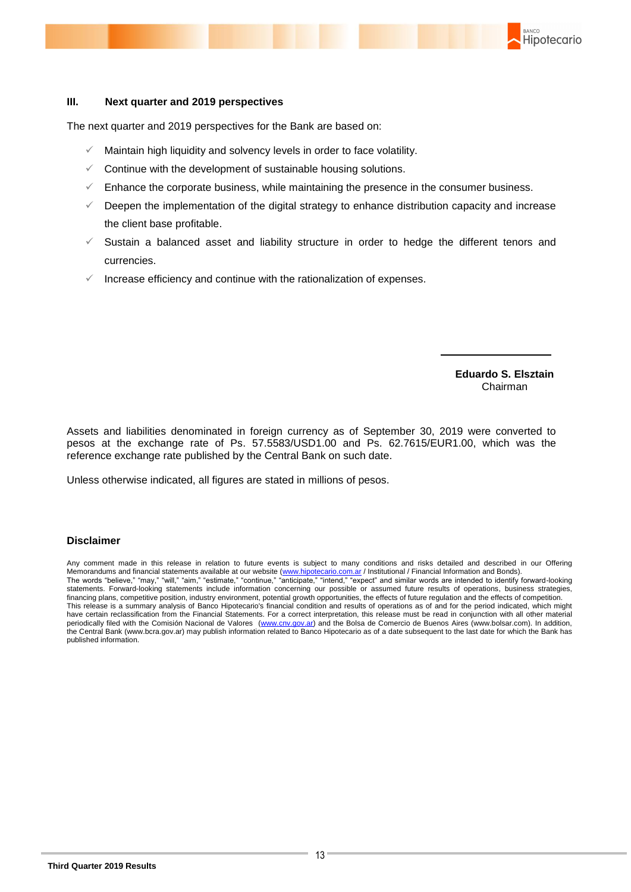### III. Next quarter and 2019 perspectives

The next quarter and 2019 perspectives for the Bank are based on:

- ✓ Maintain high liquidity and solvency levels in order to face volatility.
- ✓ Continue with the development of sustainable housing solutions.
- ✓ Enhance the corporate business, while maintaining the presence in the consumer business.
- ✓ Deepen the implementation of the digital strategy to enhance distribution capacity and increase the client base profitable.
- ✓ Sustain a balanced asset and liability structure in order to hedge the different tenors and currencies.
- ✓ Increase efficiency and continue with the rationalization of expenses.

**Eduardo S. Elsztain**
Chairman

Assets and liabilities denominated in foreign currency as of September 30, 2019 were converted to pesos at the exchange rate of Ps. 57.5583/USD1.00 and Ps. 62.7615/EUR1.00, which was the reference exchange rate published by the Central Bank on such date.

Unless otherwise indicated, all figures are stated in millions of pesos.

**Disclaimer**

Any comment made in this release in relation to future events is subject to many conditions and risks detailed and described in our Offering Memorandums and financial statements available at our website (www.hipotecario.com.ar / Institutional / Financial Information and Bonds).
The words "believe," "may," "will," "aim," "estimate," "continue," "anticipate," "intend," "expect" and similar words are intended to identify forward-looking statements. Forward-looking statements include information concerning our possible or assumed future results of operations, business strategies, financing plans, competitive position, industry environment, potential growth opportunities, the effects of future regulation and the effects of competition.
This release is a summary analysis of Banco Hipotecario's financial condition and results of operations as of and for the period indicated, which might have certain reclassification from the Financial Statements. For a correct interpretation, this release must be read in conjunction with all other material periodically filed with the Comisión Nacional de Valores (www.cnv.gov.ar) and the Bolsa de Comercio de Buenos Aires (www.bolsar.com). In addition, the Central Bank (www.bcra.gov.ar) may publish information related to Banco Hipotecario as of a date subsequent to the last date for which the Bank has published information.